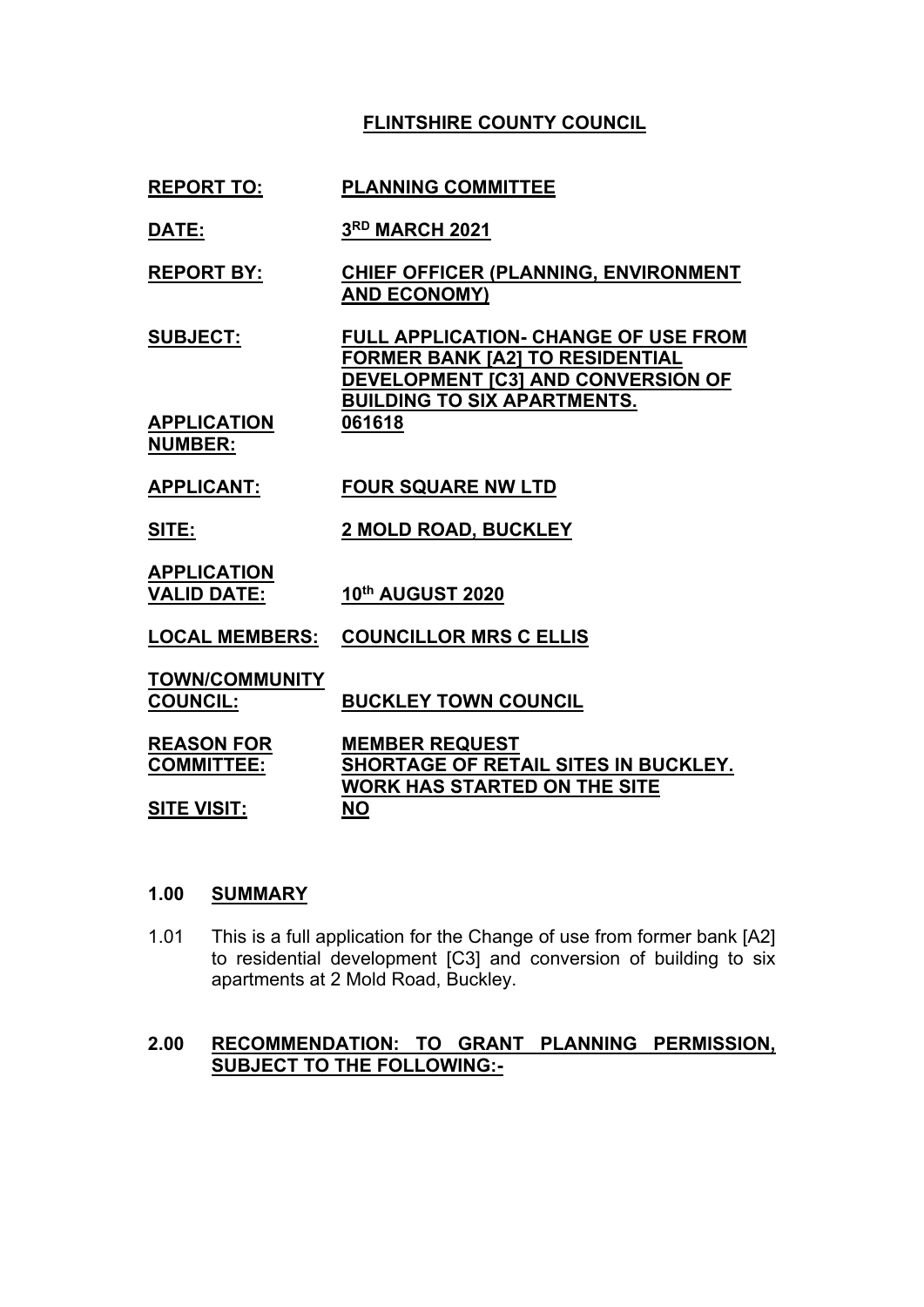**FLINTSHIRE COUNTY COUNCIL**

| | |
|---|---|
| **REPORT TO:** | **PLANNING COMMITTEE** |
| **DATE:** | **3RD MARCH 2021** |
| **REPORT BY:** | **CHIEF OFFICER (PLANNING, ENVIRONMENT AND ECONOMY)** |
| **SUBJECT:** | **FULL APPLICATION- CHANGE OF USE FROM FORMER BANK [A2] TO RESIDENTIAL DEVELOPMENT [C3] AND CONVERSION OF BUILDING TO SIX APARTMENTS.** |
| **APPLICATION NUMBER:** | **061618** |
| **APPLICANT:** | **FOUR SQUARE NW LTD** |
| **SITE:** | **2 MOLD ROAD, BUCKLEY** |
| **APPLICATION VALID DATE:** | **10th AUGUST 2020** |
| **LOCAL MEMBERS:** | **COUNCILLOR MRS C ELLIS** |
| **TOWN/COMMUNITY COUNCIL:** | **BUCKLEY TOWN COUNCIL** |
| **REASON FOR COMMITTEE:** | **MEMBER REQUEST SHORTAGE OF RETAIL SITES IN BUCKLEY. WORK HAS STARTED ON THE SITE** |
| **SITE VISIT:** | **NO** |

## 1.00 SUMMARY

1.01 This is a full application for the Change of use from former bank [A2] to residential development [C3] and conversion of building to six apartments at 2 Mold Road, Buckley.

## 2.00 RECOMMENDATION: TO GRANT PLANNING PERMISSION, SUBJECT TO THE FOLLOWING:-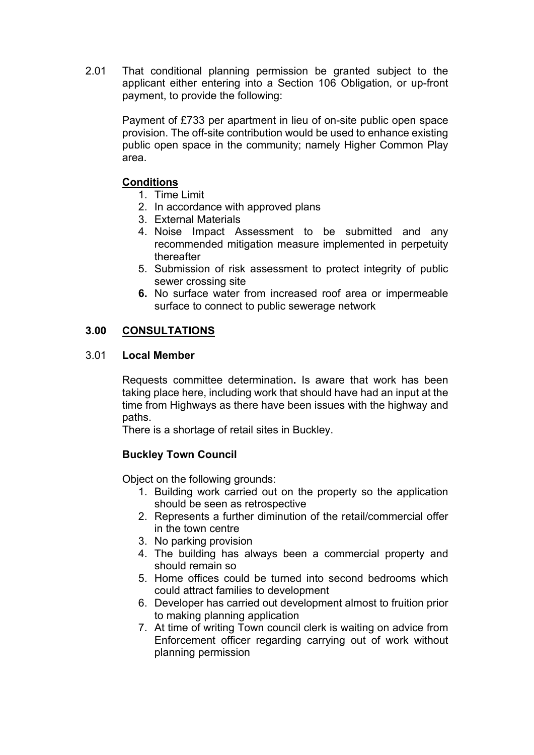2.01 That conditional planning permission be granted subject to the applicant either entering into a Section 106 Obligation, or up-front payment, to provide the following:

Payment of £733 per apartment in lieu of on-site public open space provision. The off-site contribution would be used to enhance existing public open space in the community; namely Higher Common Play area.

**Conditions**

1. Time Limit
2. In accordance with approved plans
3. External Materials
4. Noise Impact Assessment to be submitted and any recommended mitigation measure implemented in perpetuity thereafter
5. Submission of risk assessment to protect integrity of public sewer crossing site
6. No surface water from increased roof area or impermeable surface to connect to public sewerage network

## 3.00 CONSULTATIONS

3.01 **Local Member**

Requests committee determination**.** Is aware that work has been taking place here, including work that should have had an input at the time from Highways as there have been issues with the highway and paths.
There is a shortage of retail sites in Buckley.

**Buckley Town Council**

Object on the following grounds:

1. Building work carried out on the property so the application should be seen as retrospective
2. Represents a further diminution of the retail/commercial offer in the town centre
3. No parking provision
4. The building has always been a commercial property and should remain so
5. Home offices could be turned into second bedrooms which could attract families to development
6. Developer has carried out development almost to fruition prior to making planning application
7. At time of writing Town council clerk is waiting on advice from Enforcement officer regarding carrying out of work without planning permission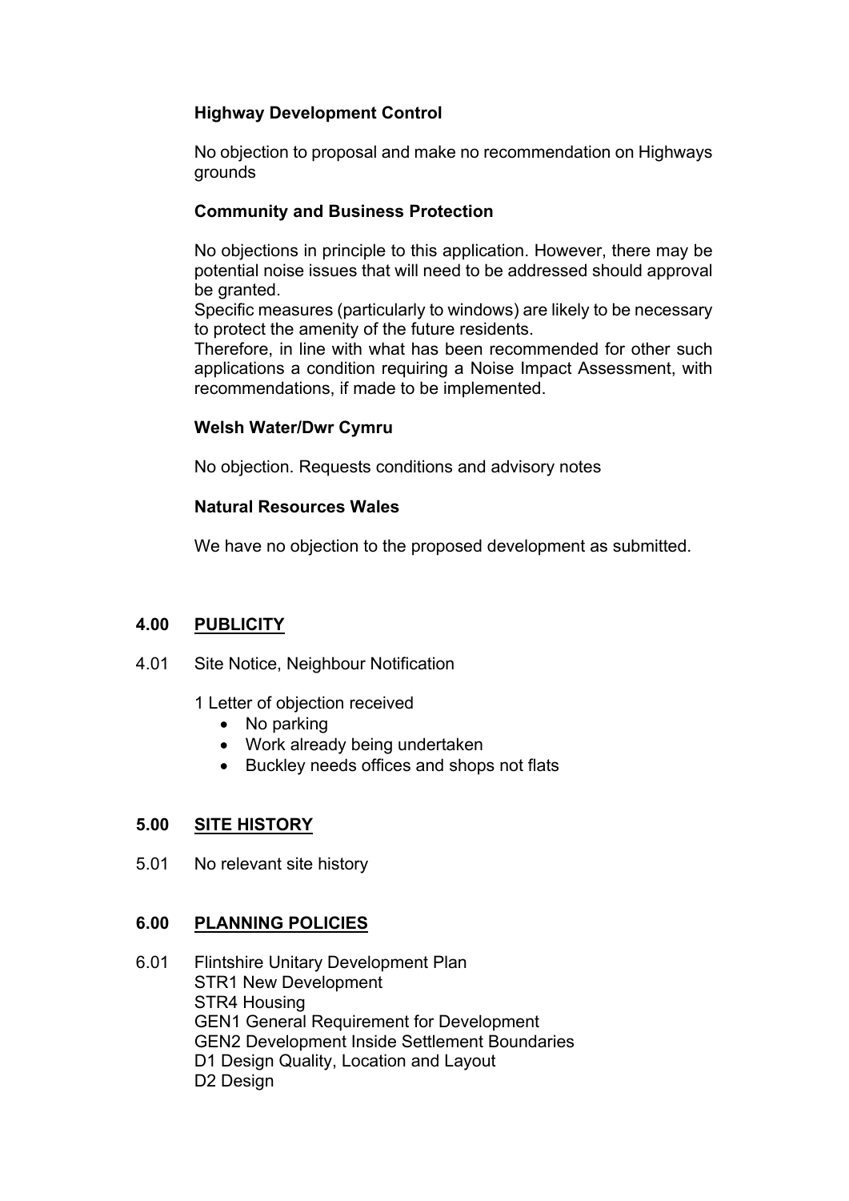**Highway Development Control**

No objection to proposal and make no recommendation on Highways grounds

**Community and Business Protection**

No objections in principle to this application. However, there may be potential noise issues that will need to be addressed should approval be granted.
Specific measures (particularly to windows) are likely to be necessary to protect the amenity of the future residents.
Therefore, in line with what has been recommended for other such applications a condition requiring a Noise Impact Assessment, with recommendations, if made to be implemented.

**Welsh Water/Dwr Cymru**

No objection. Requests conditions and advisory notes

**Natural Resources Wales**

We have no objection to the proposed development as submitted.

## 4.00 PUBLICITY

4.01 Site Notice, Neighbour Notification

1 Letter of objection received

- No parking
- Work already being undertaken
- Buckley needs offices and shops not flats

## 5.00 SITE HISTORY

5.01 No relevant site history

## 6.00 PLANNING POLICIES

6.01 Flintshire Unitary Development Plan
STR1 New Development
STR4 Housing
GEN1 General Requirement for Development
GEN2 Development Inside Settlement Boundaries
D1 Design Quality, Location and Layout
D2 Design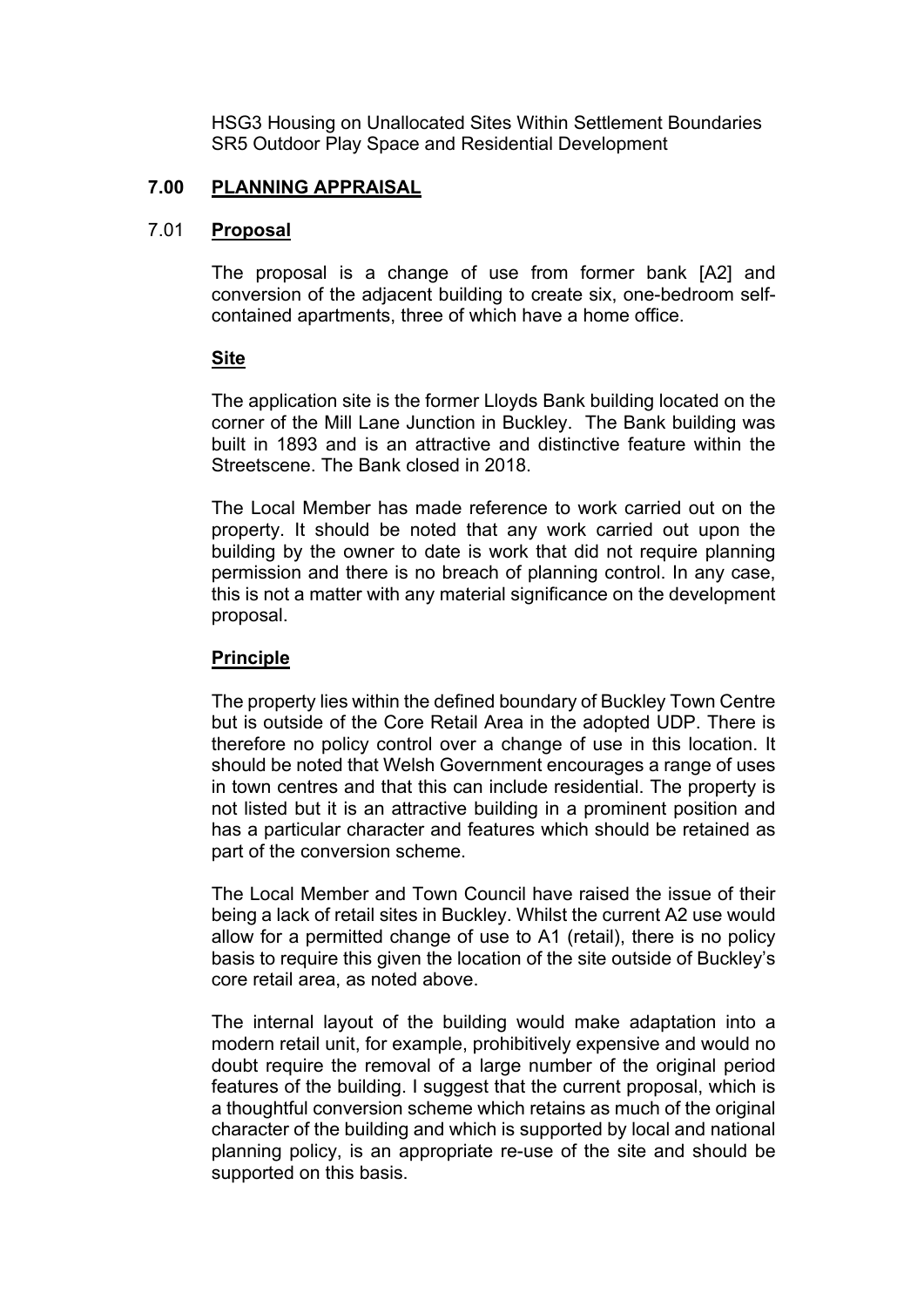HSG3 Housing on Unallocated Sites Within Settlement Boundaries
SR5 Outdoor Play Space and Residential Development

## 7.00 PLANNING APPRAISAL

### 7.01 Proposal

The proposal is a change of use from former bank [A2] and conversion of the adjacent building to create six, one-bedroom self-contained apartments, three of which have a home office.

**Site**

The application site is the former Lloyds Bank building located on the corner of the Mill Lane Junction in Buckley. The Bank building was built in 1893 and is an attractive and distinctive feature within the Streetscene. The Bank closed in 2018.

The Local Member has made reference to work carried out on the property. It should be noted that any work carried out upon the building by the owner to date is work that did not require planning permission and there is no breach of planning control. In any case, this is not a matter with any material significance on the development proposal.

**Principle**

The property lies within the defined boundary of Buckley Town Centre but is outside of the Core Retail Area in the adopted UDP. There is therefore no policy control over a change of use in this location. It should be noted that Welsh Government encourages a range of uses in town centres and that this can include residential. The property is not listed but it is an attractive building in a prominent position and has a particular character and features which should be retained as part of the conversion scheme.

The Local Member and Town Council have raised the issue of their being a lack of retail sites in Buckley. Whilst the current A2 use would allow for a permitted change of use to A1 (retail), there is no policy basis to require this given the location of the site outside of Buckley's core retail area, as noted above.

The internal layout of the building would make adaptation into a modern retail unit, for example, prohibitively expensive and would no doubt require the removal of a large number of the original period features of the building. I suggest that the current proposal, which is a thoughtful conversion scheme which retains as much of the original character of the building and which is supported by local and national planning policy, is an appropriate re-use of the site and should be supported on this basis.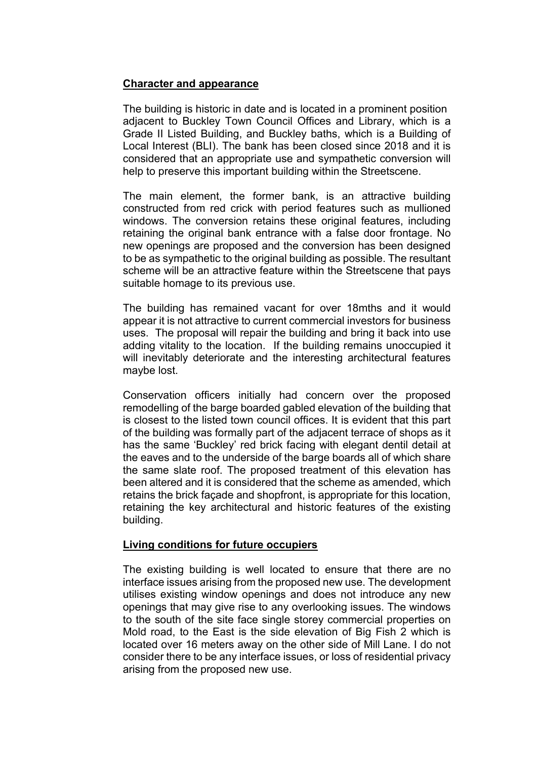**Character and appearance**

The building is historic in date and is located in a prominent position adjacent to Buckley Town Council Offices and Library, which is a Grade II Listed Building, and Buckley baths, which is a Building of Local Interest (BLI). The bank has been closed since 2018 and it is considered that an appropriate use and sympathetic conversion will help to preserve this important building within the Streetscene.

The main element, the former bank, is an attractive building constructed from red crick with period features such as mullioned windows. The conversion retains these original features, including retaining the original bank entrance with a false door frontage. No new openings are proposed and the conversion has been designed to be as sympathetic to the original building as possible. The resultant scheme will be an attractive feature within the Streetscene that pays suitable homage to its previous use.

The building has remained vacant for over 18mths and it would appear it is not attractive to current commercial investors for business uses. The proposal will repair the building and bring it back into use adding vitality to the location. If the building remains unoccupied it will inevitably deteriorate and the interesting architectural features maybe lost.

Conservation officers initially had concern over the proposed remodelling of the barge boarded gabled elevation of the building that is closest to the listed town council offices. It is evident that this part of the building was formally part of the adjacent terrace of shops as it has the same 'Buckley' red brick facing with elegant dentil detail at the eaves and to the underside of the barge boards all of which share the same slate roof. The proposed treatment of this elevation has been altered and it is considered that the scheme as amended, which retains the brick façade and shopfront, is appropriate for this location, retaining the key architectural and historic features of the existing building.

**Living conditions for future occupiers**

The existing building is well located to ensure that there are no interface issues arising from the proposed new use. The development utilises existing window openings and does not introduce any new openings that may give rise to any overlooking issues. The windows to the south of the site face single storey commercial properties on Mold road, to the East is the side elevation of Big Fish 2 which is located over 16 meters away on the other side of Mill Lane. I do not consider there to be any interface issues, or loss of residential privacy arising from the proposed new use.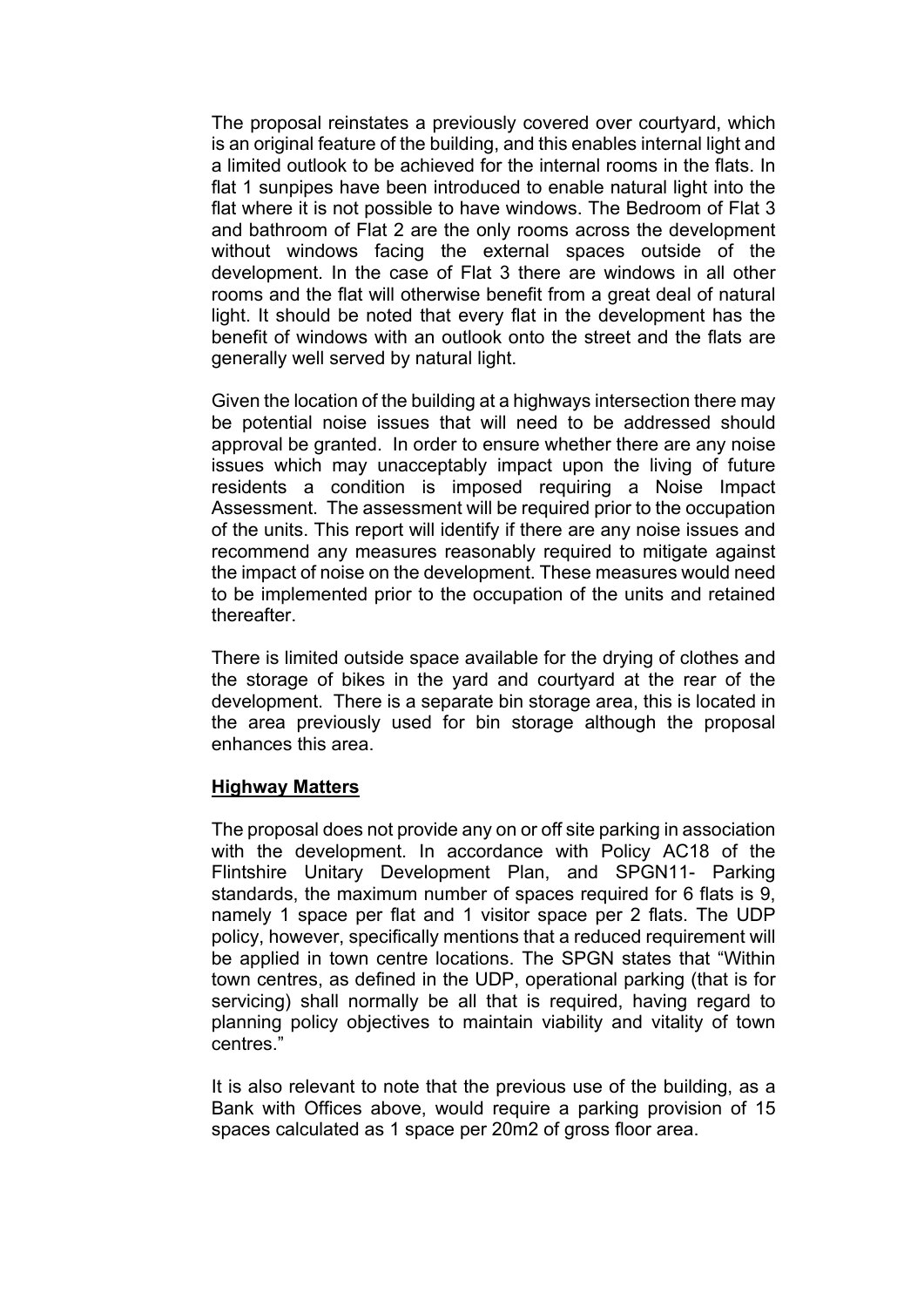The proposal reinstates a previously covered over courtyard, which is an original feature of the building, and this enables internal light and a limited outlook to be achieved for the internal rooms in the flats. In flat 1 sunpipes have been introduced to enable natural light into the flat where it is not possible to have windows. The Bedroom of Flat 3 and bathroom of Flat 2 are the only rooms across the development without windows facing the external spaces outside of the development. In the case of Flat 3 there are windows in all other rooms and the flat will otherwise benefit from a great deal of natural light. It should be noted that every flat in the development has the benefit of windows with an outlook onto the street and the flats are generally well served by natural light.

Given the location of the building at a highways intersection there may be potential noise issues that will need to be addressed should approval be granted. In order to ensure whether there are any noise issues which may unacceptably impact upon the living of future residents a condition is imposed requiring a Noise Impact Assessment. The assessment will be required prior to the occupation of the units. This report will identify if there are any noise issues and recommend any measures reasonably required to mitigate against the impact of noise on the development. These measures would need to be implemented prior to the occupation of the units and retained thereafter.

There is limited outside space available for the drying of clothes and the storage of bikes in the yard and courtyard at the rear of the development. There is a separate bin storage area, this is located in the area previously used for bin storage although the proposal enhances this area.

**Highway Matters**

The proposal does not provide any on or off site parking in association with the development. In accordance with Policy AC18 of the Flintshire Unitary Development Plan, and SPGN11- Parking standards, the maximum number of spaces required for 6 flats is 9, namely 1 space per flat and 1 visitor space per 2 flats. The UDP policy, however, specifically mentions that a reduced requirement will be applied in town centre locations. The SPGN states that "Within town centres, as defined in the UDP, operational parking (that is for servicing) shall normally be all that is required, having regard to planning policy objectives to maintain viability and vitality of town centres."

It is also relevant to note that the previous use of the building, as a Bank with Offices above, would require a parking provision of 15 spaces calculated as 1 space per 20m2 of gross floor area.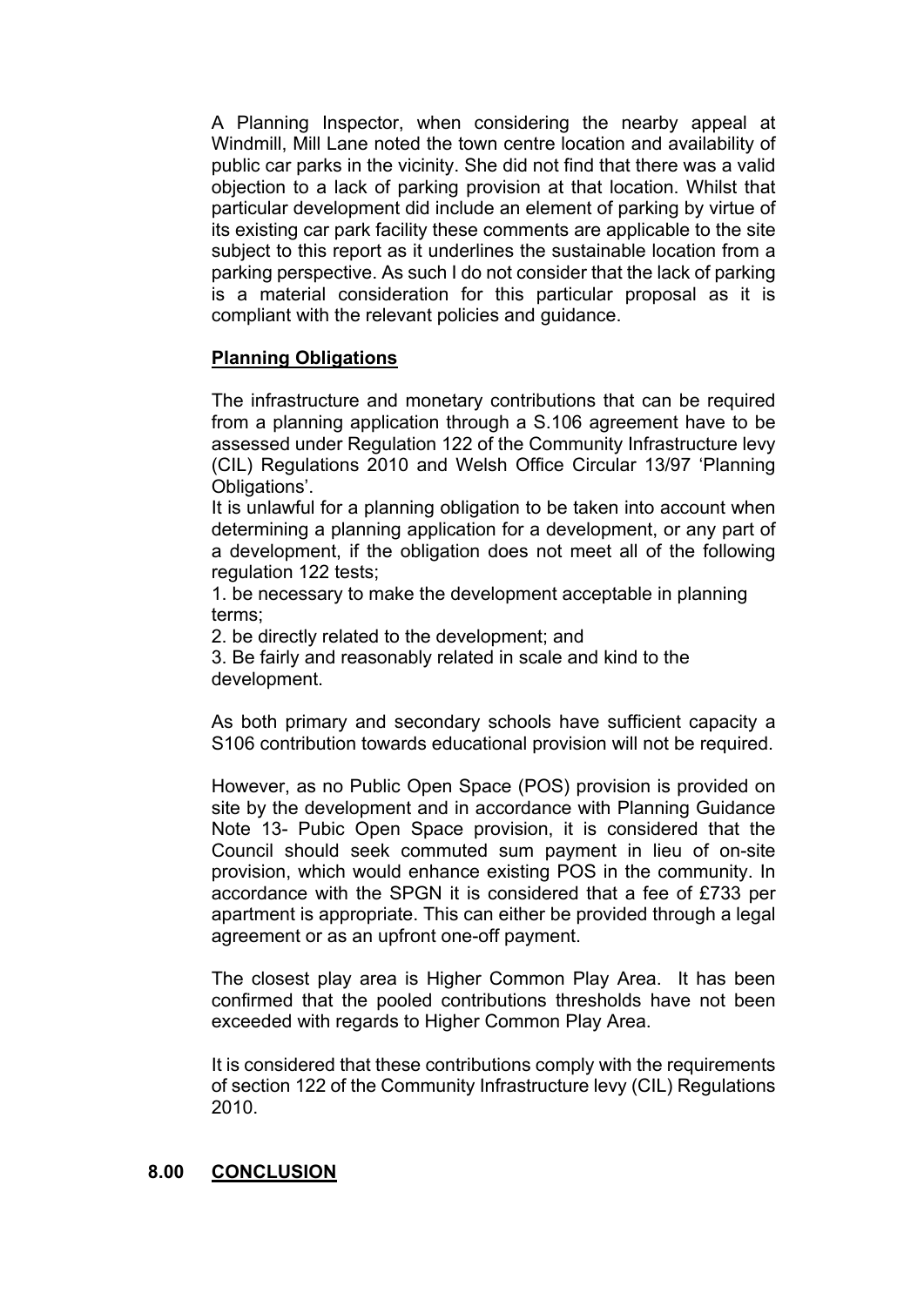A Planning Inspector, when considering the nearby appeal at Windmill, Mill Lane noted the town centre location and availability of public car parks in the vicinity. She did not find that there was a valid objection to a lack of parking provision at that location. Whilst that particular development did include an element of parking by virtue of its existing car park facility these comments are applicable to the site subject to this report as it underlines the sustainable location from a parking perspective. As such I do not consider that the lack of parking is a material consideration for this particular proposal as it is compliant with the relevant policies and guidance.

**Planning Obligations**

The infrastructure and monetary contributions that can be required from a planning application through a S.106 agreement have to be assessed under Regulation 122 of the Community Infrastructure levy (CIL) Regulations 2010 and Welsh Office Circular 13/97 'Planning Obligations'.

It is unlawful for a planning obligation to be taken into account when determining a planning application for a development, or any part of a development, if the obligation does not meet all of the following regulation 122 tests;

1. be necessary to make the development acceptable in planning terms;
2. be directly related to the development; and
3. Be fairly and reasonably related in scale and kind to the development.

As both primary and secondary schools have sufficient capacity a S106 contribution towards educational provision will not be required.

However, as no Public Open Space (POS) provision is provided on site by the development and in accordance with Planning Guidance Note 13- Pubic Open Space provision, it is considered that the Council should seek commuted sum payment in lieu of on-site provision, which would enhance existing POS in the community. In accordance with the SPGN it is considered that a fee of £733 per apartment is appropriate. This can either be provided through a legal agreement or as an upfront one-off payment.

The closest play area is Higher Common Play Area. It has been confirmed that the pooled contributions thresholds have not been exceeded with regards to Higher Common Play Area.

It is considered that these contributions comply with the requirements of section 122 of the Community Infrastructure levy (CIL) Regulations 2010.

## 8.00 CONCLUSION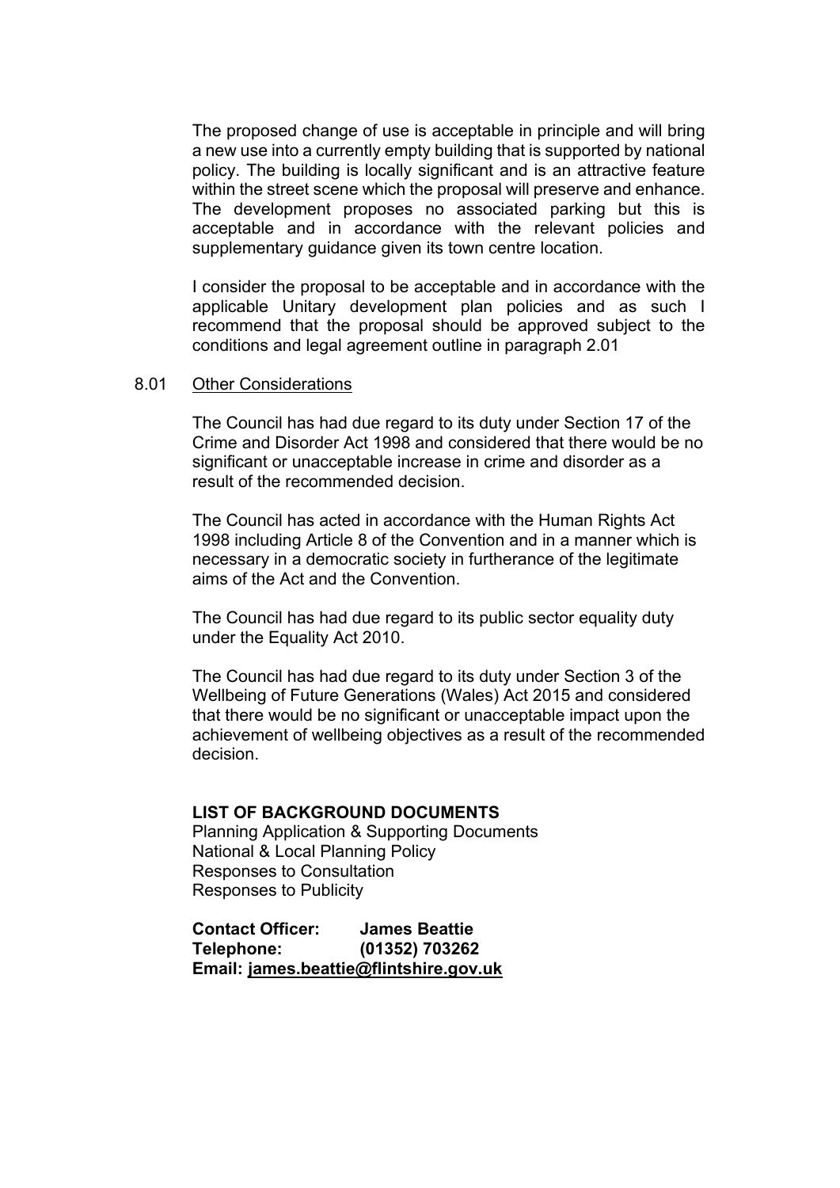The proposed change of use is acceptable in principle and will bring a new use into a currently empty building that is supported by national policy. The building is locally significant and is an attractive feature within the street scene which the proposal will preserve and enhance. The development proposes no associated parking but this is acceptable and in accordance with the relevant policies and supplementary guidance given its town centre location.

I consider the proposal to be acceptable and in accordance with the applicable Unitary development plan policies and as such I recommend that the proposal should be approved subject to the conditions and legal agreement outline in paragraph 2.01

8.01 Other Considerations

The Council has had due regard to its duty under Section 17 of the Crime and Disorder Act 1998 and considered that there would be no significant or unacceptable increase in crime and disorder as a result of the recommended decision.

The Council has acted in accordance with the Human Rights Act 1998 including Article 8 of the Convention and in a manner which is necessary in a democratic society in furtherance of the legitimate aims of the Act and the Convention.

The Council has had due regard to its public sector equality duty under the Equality Act 2010.

The Council has had due regard to its duty under Section 3 of the Wellbeing of Future Generations (Wales) Act 2015 and considered that there would be no significant or unacceptable impact upon the achievement of wellbeing objectives as a result of the recommended decision.

**LIST OF BACKGROUND DOCUMENTS**
Planning Application & Supporting Documents
National & Local Planning Policy
Responses to Consultation
Responses to Publicity

**Contact Officer: James Beattie**
**Telephone: (01352) 703262**
**Email: james.beattie@flintshire.gov.uk**